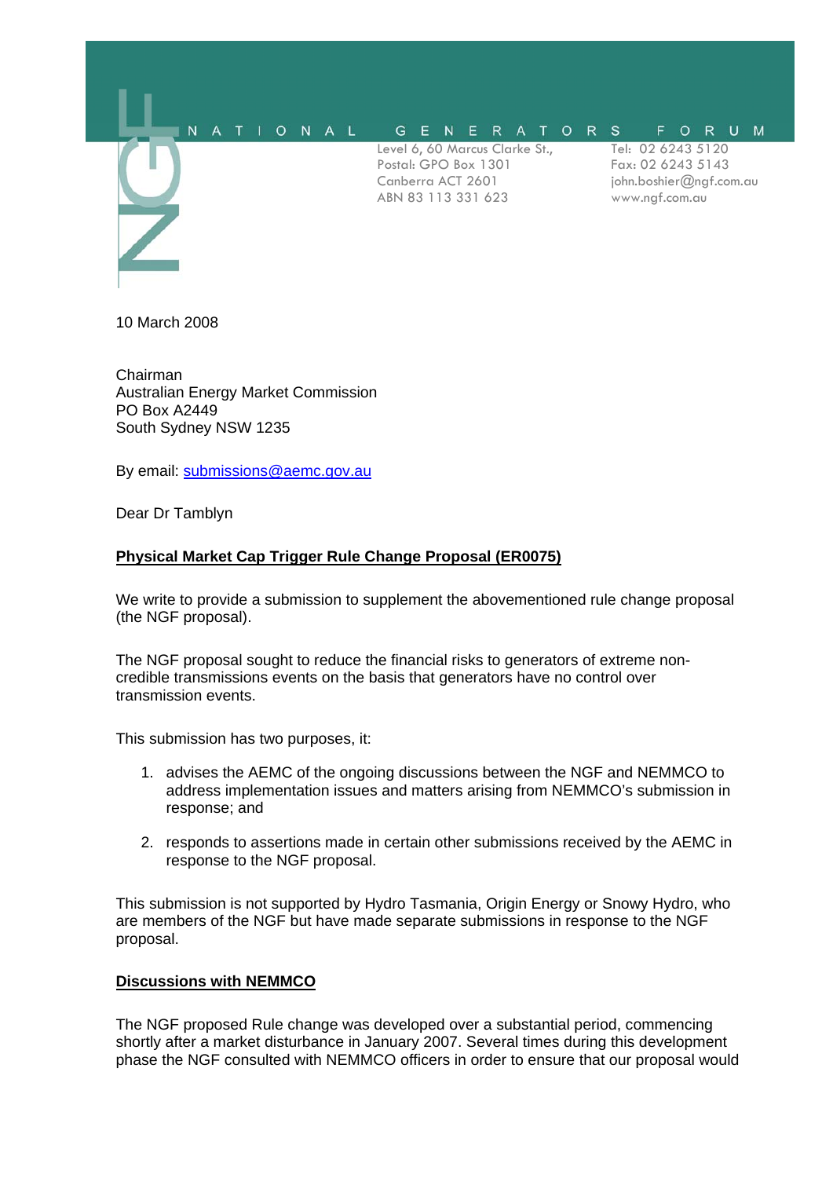NATIONAL GENERATORS FORUM

Level 6, 60 Marcus Clarke St.,
Postal: GPO Box 1301
Canberra ACT 2601
ABN 83 113 331 623

Tel: 02 6243 5120
Fax: 02 6243 5143
john.boshier@ngf.com.au
www.ngf.com.au

10 March 2008

Chairman
Australian Energy Market Commission
PO Box A2449
South Sydney NSW 1235

By email: submissions@aemc.gov.au

Dear Dr Tamblyn

**Physical Market Cap Trigger Rule Change Proposal (ER0075)**

We write to provide a submission to supplement the abovementioned rule change proposal (the NGF proposal).

The NGF proposal sought to reduce the financial risks to generators of extreme non-credible transmissions events on the basis that generators have no control over transmission events.

This submission has two purposes, it:

1. advises the AEMC of the ongoing discussions between the NGF and NEMMCO to address implementation issues and matters arising from NEMMCO's submission in response; and
2. responds to assertions made in certain other submissions received by the AEMC in response to the NGF proposal.

This submission is not supported by Hydro Tasmania, Origin Energy or Snowy Hydro, who are members of the NGF but have made separate submissions in response to the NGF proposal.

**Discussions with NEMMCO**

The NGF proposed Rule change was developed over a substantial period, commencing shortly after a market disturbance in January 2007. Several times during this development phase the NGF consulted with NEMMCO officers in order to ensure that our proposal would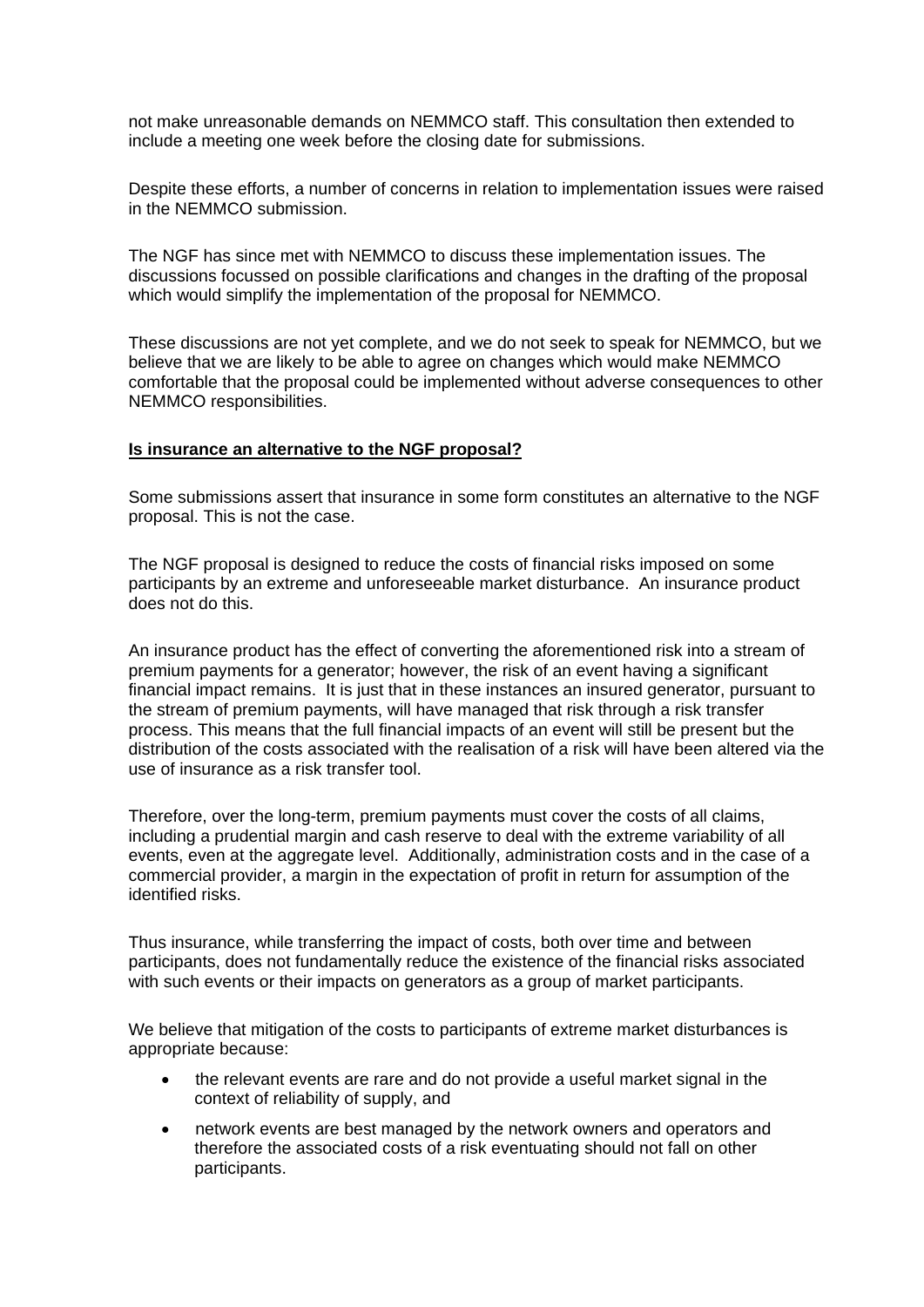not make unreasonable demands on NEMMCO staff. This consultation then extended to include a meeting one week before the closing date for submissions.

Despite these efforts, a number of concerns in relation to implementation issues were raised in the NEMMCO submission.

The NGF has since met with NEMMCO to discuss these implementation issues. The discussions focussed on possible clarifications and changes in the drafting of the proposal which would simplify the implementation of the proposal for NEMMCO.

These discussions are not yet complete, and we do not seek to speak for NEMMCO, but we believe that we are likely to be able to agree on changes which would make NEMMCO comfortable that the proposal could be implemented without adverse consequences to other NEMMCO responsibilities.

**Is insurance an alternative to the NGF proposal?**

Some submissions assert that insurance in some form constitutes an alternative to the NGF proposal. This is not the case.

The NGF proposal is designed to reduce the costs of financial risks imposed on some participants by an extreme and unforeseeable market disturbance. An insurance product does not do this.

An insurance product has the effect of converting the aforementioned risk into a stream of premium payments for a generator; however, the risk of an event having a significant financial impact remains. It is just that in these instances an insured generator, pursuant to the stream of premium payments, will have managed that risk through a risk transfer process. This means that the full financial impacts of an event will still be present but the distribution of the costs associated with the realisation of a risk will have been altered via the use of insurance as a risk transfer tool.

Therefore, over the long-term, premium payments must cover the costs of all claims, including a prudential margin and cash reserve to deal with the extreme variability of all events, even at the aggregate level. Additionally, administration costs and in the case of a commercial provider, a margin in the expectation of profit in return for assumption of the identified risks.

Thus insurance, while transferring the impact of costs, both over time and between participants, does not fundamentally reduce the existence of the financial risks associated with such events or their impacts on generators as a group of market participants.

We believe that mitigation of the costs to participants of extreme market disturbances is appropriate because:

- the relevant events are rare and do not provide a useful market signal in the context of reliability of supply, and
- network events are best managed by the network owners and operators and therefore the associated costs of a risk eventuating should not fall on other participants.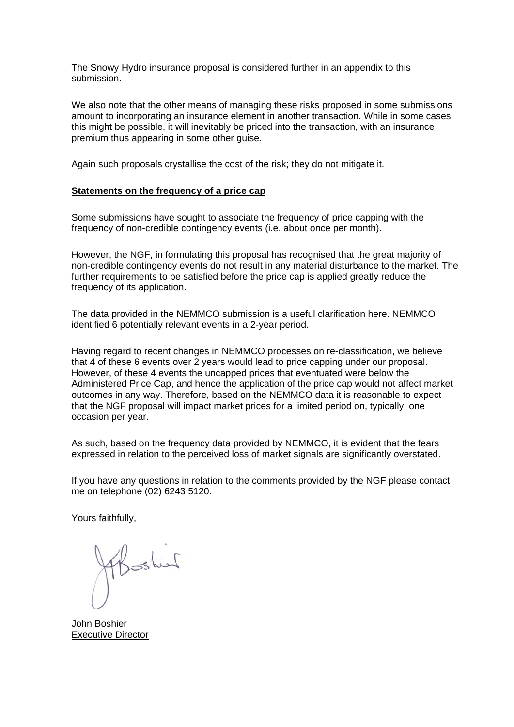The Snowy Hydro insurance proposal is considered further in an appendix to this submission.

We also note that the other means of managing these risks proposed in some submissions amount to incorporating an insurance element in another transaction. While in some cases this might be possible, it will inevitably be priced into the transaction, with an insurance premium thus appearing in some other guise.

Again such proposals crystallise the cost of the risk; they do not mitigate it.

**Statements on the frequency of a price cap**

Some submissions have sought to associate the frequency of price capping with the frequency of non-credible contingency events (i.e. about once per month).

However, the NGF, in formulating this proposal has recognised that the great majority of non-credible contingency events do not result in any material disturbance to the market. The further requirements to be satisfied before the price cap is applied greatly reduce the frequency of its application.

The data provided in the NEMMCO submission is a useful clarification here. NEMMCO identified 6 potentially relevant events in a 2-year period.

Having regard to recent changes in NEMMCO processes on re-classification, we believe that 4 of these 6 events over 2 years would lead to price capping under our proposal. However, of these 4 events the uncapped prices that eventuated were below the Administered Price Cap, and hence the application of the price cap would not affect market outcomes in any way. Therefore, based on the NEMMCO data it is reasonable to expect that the NGF proposal will impact market prices for a limited period on, typically, one occasion per year.

As such, based on the frequency data provided by NEMMCO, it is evident that the fears expressed in relation to the perceived loss of market signals are significantly overstated.

If you have any questions in relation to the comments provided by the NGF please contact me on telephone (02) 6243 5120.

Yours faithfully,

John Boshier
Executive Director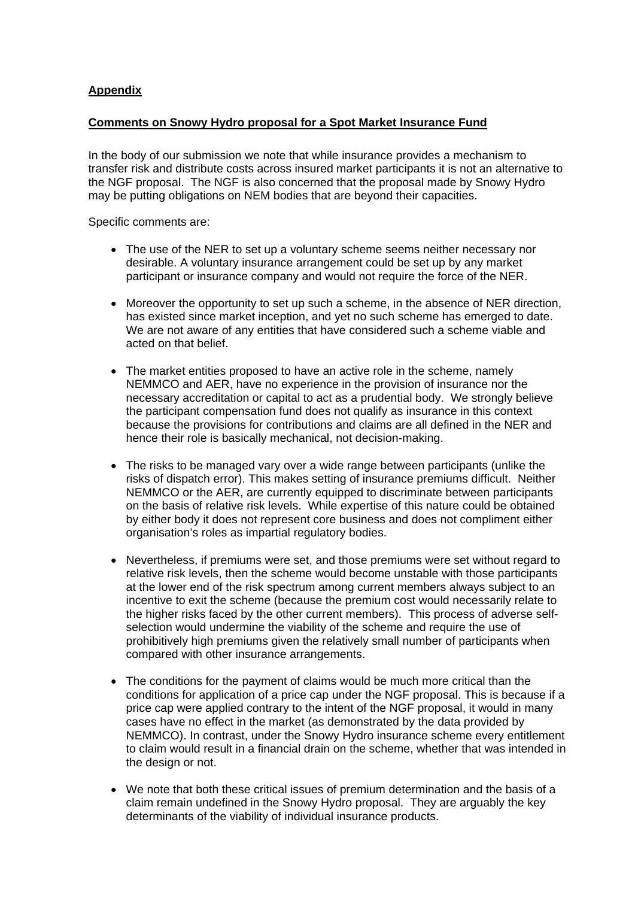**Appendix**

**Comments on Snowy Hydro proposal for a Spot Market Insurance Fund**

In the body of our submission we note that while insurance provides a mechanism to transfer risk and distribute costs across insured market participants it is not an alternative to the NGF proposal. The NGF is also concerned that the proposal made by Snowy Hydro may be putting obligations on NEM bodies that are beyond their capacities.

Specific comments are:

- The use of the NER to set up a voluntary scheme seems neither necessary nor desirable. A voluntary insurance arrangement could be set up by any market participant or insurance company and would not require the force of the NER.
- Moreover the opportunity to set up such a scheme, in the absence of NER direction, has existed since market inception, and yet no such scheme has emerged to date. We are not aware of any entities that have considered such a scheme viable and acted on that belief.
- The market entities proposed to have an active role in the scheme, namely NEMMCO and AER, have no experience in the provision of insurance nor the necessary accreditation or capital to act as a prudential body. We strongly believe the participant compensation fund does not qualify as insurance in this context because the provisions for contributions and claims are all defined in the NER and hence their role is basically mechanical, not decision-making.
- The risks to be managed vary over a wide range between participants (unlike the risks of dispatch error). This makes setting of insurance premiums difficult. Neither NEMMCO or the AER, are currently equipped to discriminate between participants on the basis of relative risk levels. While expertise of this nature could be obtained by either body it does not represent core business and does not compliment either organisation's roles as impartial regulatory bodies.
- Nevertheless, if premiums were set, and those premiums were set without regard to relative risk levels, then the scheme would become unstable with those participants at the lower end of the risk spectrum among current members always subject to an incentive to exit the scheme (because the premium cost would necessarily relate to the higher risks faced by the other current members). This process of adverse self-selection would undermine the viability of the scheme and require the use of prohibitively high premiums given the relatively small number of participants when compared with other insurance arrangements.
- The conditions for the payment of claims would be much more critical than the conditions for application of a price cap under the NGF proposal. This is because if a price cap were applied contrary to the intent of the NGF proposal, it would in many cases have no effect in the market (as demonstrated by the data provided by NEMMCO). In contrast, under the Snowy Hydro insurance scheme every entitlement to claim would result in a financial drain on the scheme, whether that was intended in the design or not.
- We note that both these critical issues of premium determination and the basis of a claim remain undefined in the Snowy Hydro proposal. They are arguably the key determinants of the viability of individual insurance products.